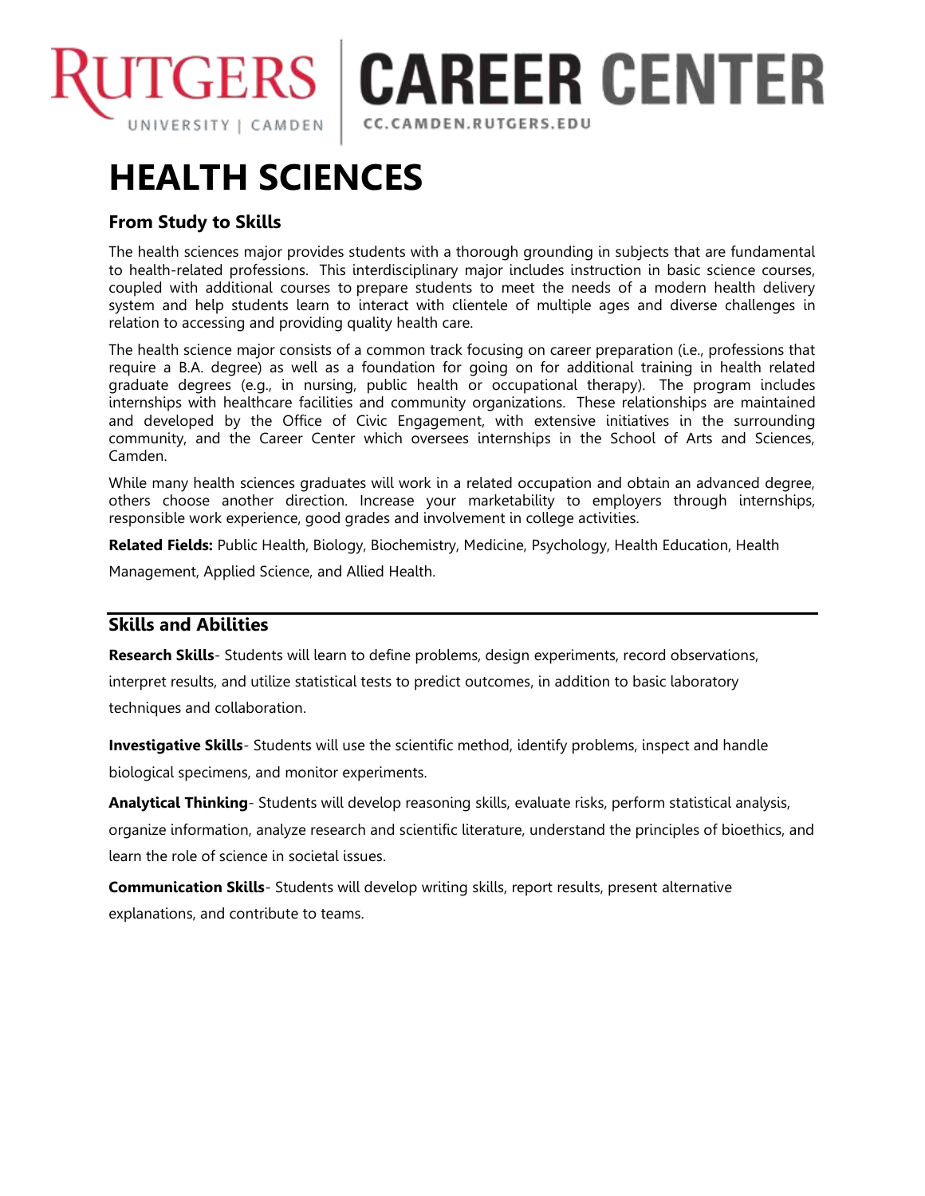# HEALTH SCIENCES

## From Study to Skills

The health sciences major provides students with a thorough grounding in subjects that are fundamental to health-related professions. This interdisciplinary major includes instruction in basic science courses, coupled with additional courses to prepare students to meet the needs of a modern health delivery system and help students learn to interact with clientele of multiple ages and diverse challenges in relation to accessing and providing quality health care.

The health science major consists of a common track focusing on career preparation (i.e., professions that require a B.A. degree) as well as a foundation for going on for additional training in health related graduate degrees (e.g., in nursing, public health or occupational therapy). The program includes internships with healthcare facilities and community organizations. These relationships are maintained and developed by the Office of Civic Engagement, with extensive initiatives in the surrounding community, and the Career Center which oversees internships in the School of Arts and Sciences, Camden.

While many health sciences graduates will work in a related occupation and obtain an advanced degree, others choose another direction. Increase your marketability to employers through internships, responsible work experience, good grades and involvement in college activities.

**Related Fields:** Public Health, Biology, Biochemistry, Medicine, Psychology, Health Education, Health Management, Applied Science, and Allied Health.

## Skills and Abilities

**Research Skills**- Students will learn to define problems, design experiments, record observations, interpret results, and utilize statistical tests to predict outcomes, in addition to basic laboratory techniques and collaboration.

**Investigative Skills**- Students will use the scientific method, identify problems, inspect and handle biological specimens, and monitor experiments.

**Analytical Thinking**- Students will develop reasoning skills, evaluate risks, perform statistical analysis, organize information, analyze research and scientific literature, understand the principles of bioethics, and learn the role of science in societal issues.

**Communication Skills**- Students will develop writing skills, report results, present alternative explanations, and contribute to teams.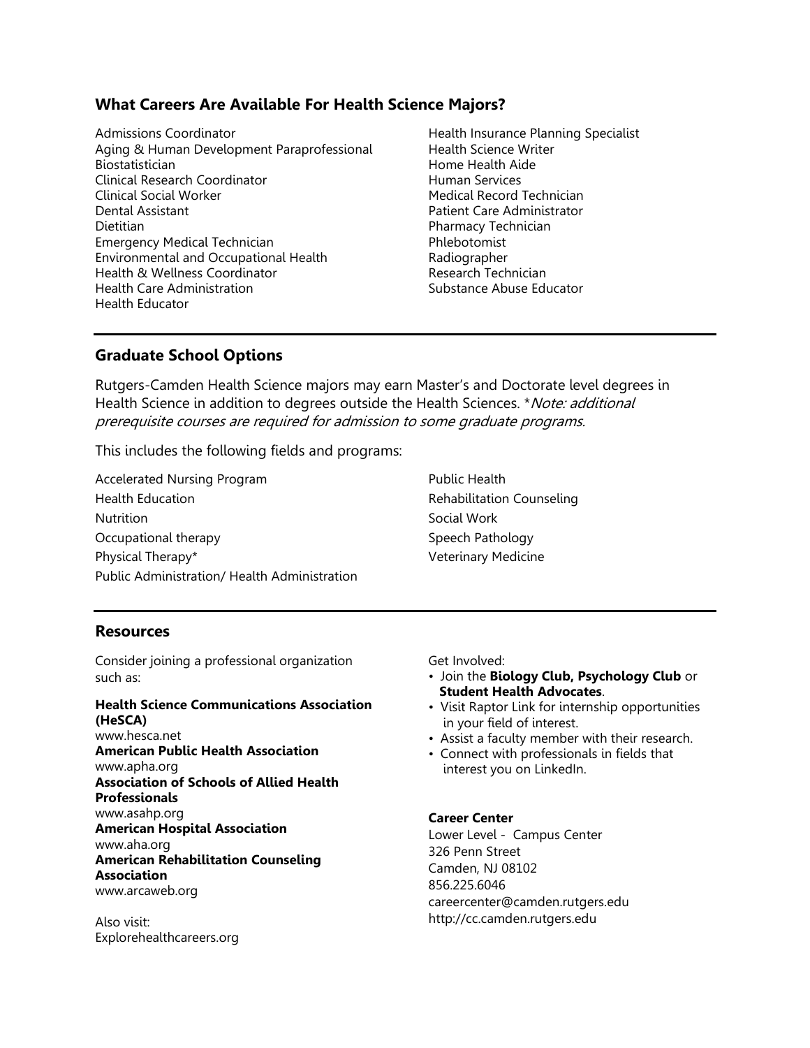## What Careers Are Available For Health Science Majors?

Admissions Coordinator
Aging & Human Development Paraprofessional
Biostatistician
Clinical Research Coordinator
Clinical Social Worker
Dental Assistant
Dietitian
Emergency Medical Technician
Environmental and Occupational Health
Health & Wellness Coordinator
Health Care Administration
Health Educator
Health Insurance Planning Specialist
Health Science Writer
Home Health Aide
Human Services
Medical Record Technician
Patient Care Administrator
Pharmacy Technician
Phlebotomist
Radiographer
Research Technician
Substance Abuse Educator

## Graduate School Options

Rutgers-Camden Health Science majors may earn Master's and Doctorate level degrees in Health Science in addition to degrees outside the Health Sciences. **Note: additional prerequisite courses are required for admission to some graduate programs.*

This includes the following fields and programs:

Accelerated Nursing Program
Health Education
Nutrition
Occupational therapy
Physical Therapy*
Public Administration/ Health Administration
Public Health
Rehabilitation Counseling
Social Work
Speech Pathology
Veterinary Medicine

## Resources

Consider joining a professional organization such as:

**Health Science Communications Association (HeSCA)**
www.hesca.net
**American Public Health Association**
www.apha.org
**Association of Schools of Allied Health Professionals**
www.asahp.org
**American Hospital Association**
www.aha.org
**American Rehabilitation Counseling Association**
www.arcaweb.org

Also visit:
Explorehealthcareers.org

Get Involved:

- Join the **Biology Club, Psychology Club** or **Student Health Advocates**.
- Visit Raptor Link for internship opportunities in your field of interest.
- Assist a faculty member with their research.
- Connect with professionals in fields that interest you on LinkedIn.

**Career Center**
Lower Level - Campus Center
326 Penn Street
Camden, NJ 08102
856.225.6046
careercenter@camden.rutgers.edu
http://cc.camden.rutgers.edu